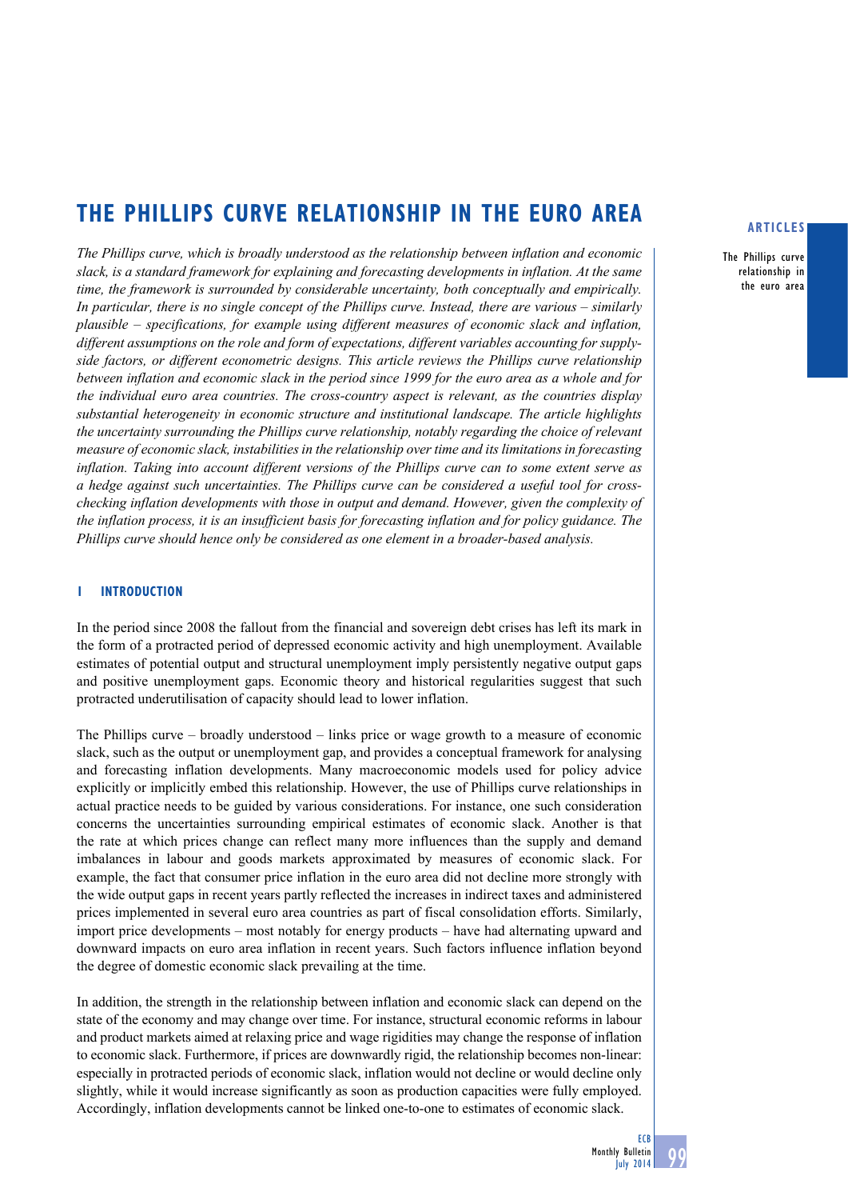# THE PHILLIPS CURVE RELATIONSHIP IN THE EURO AREA

*The Phillips curve, which is broadly understood as the relationship between inflation and economic slack, is a standard framework for explaining and forecasting developments in inflation. At the same time, the framework is surrounded by considerable uncertainty, both conceptually and empirically. In particular, there is no single concept of the Phillips curve. Instead, there are various – similarly plausible – specifications, for example using different measures of economic slack and inflation, different assumptions on the role and form of expectations, different variables accounting for supply-side factors, or different econometric designs. This article reviews the Phillips curve relationship between inflation and economic slack in the period since 1999 for the euro area as a whole and for the individual euro area countries. The cross-country aspect is relevant, as the countries display substantial heterogeneity in economic structure and institutional landscape. The article highlights the uncertainty surrounding the Phillips curve relationship, notably regarding the choice of relevant measure of economic slack, instabilities in the relationship over time and its limitations in forecasting inflation. Taking into account different versions of the Phillips curve can to some extent serve as a hedge against such uncertainties. The Phillips curve can be considered a useful tool for cross-checking inflation developments with those in output and demand. However, given the complexity of the inflation process, it is an insufficient basis for forecasting inflation and for policy guidance. The Phillips curve should hence only be considered as one element in a broader-based analysis.*

## 1 INTRODUCTION

In the period since 2008 the fallout from the financial and sovereign debt crises has left its mark in the form of a protracted period of depressed economic activity and high unemployment. Available estimates of potential output and structural unemployment imply persistently negative output gaps and positive unemployment gaps. Economic theory and historical regularities suggest that such protracted underutilisation of capacity should lead to lower inflation.

The Phillips curve – broadly understood – links price or wage growth to a measure of economic slack, such as the output or unemployment gap, and provides a conceptual framework for analysing and forecasting inflation developments. Many macroeconomic models used for policy advice explicitly or implicitly embed this relationship. However, the use of Phillips curve relationships in actual practice needs to be guided by various considerations. For instance, one such consideration concerns the uncertainties surrounding empirical estimates of economic slack. Another is that the rate at which prices change can reflect many more influences than the supply and demand imbalances in labour and goods markets approximated by measures of economic slack. For example, the fact that consumer price inflation in the euro area did not decline more strongly with the wide output gaps in recent years partly reflected the increases in indirect taxes and administered prices implemented in several euro area countries as part of fiscal consolidation efforts. Similarly, import price developments – most notably for energy products – have had alternating upward and downward impacts on euro area inflation in recent years. Such factors influence inflation beyond the degree of domestic economic slack prevailing at the time.

In addition, the strength in the relationship between inflation and economic slack can depend on the state of the economy and may change over time. For instance, structural economic reforms in labour and product markets aimed at relaxing price and wage rigidities may change the response of inflation to economic slack. Furthermore, if prices are downwardly rigid, the relationship becomes non-linear: especially in protracted periods of economic slack, inflation would not decline or would decline only slightly, while it would increase significantly as soon as production capacities were fully employed. Accordingly, inflation developments cannot be linked one-to-one to estimates of economic slack.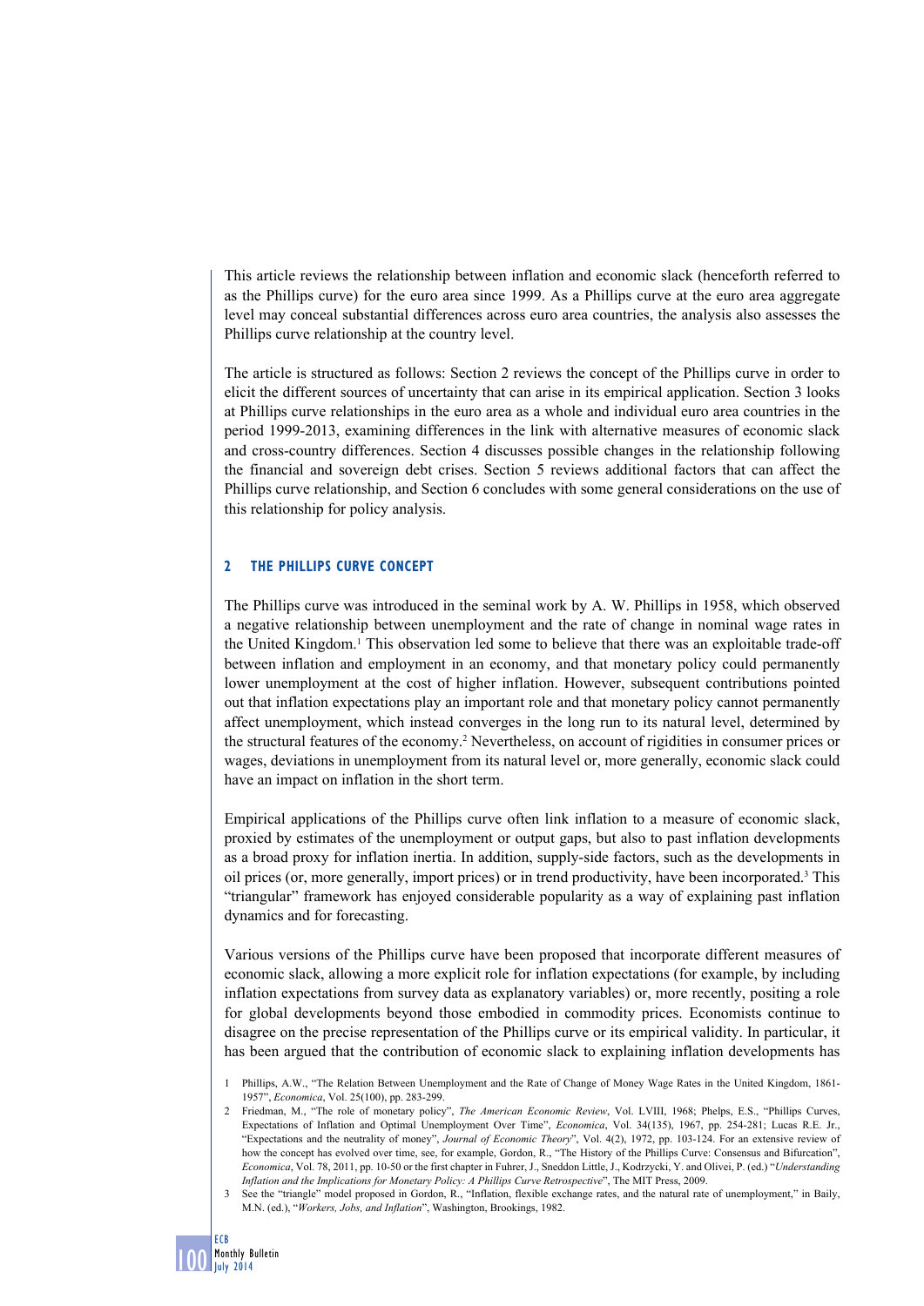This article reviews the relationship between inflation and economic slack (henceforth referred to as the Phillips curve) for the euro area since 1999. As a Phillips curve at the euro area aggregate level may conceal substantial differences across euro area countries, the analysis also assesses the Phillips curve relationship at the country level.

The article is structured as follows: Section 2 reviews the concept of the Phillips curve in order to elicit the different sources of uncertainty that can arise in its empirical application. Section 3 looks at Phillips curve relationships in the euro area as a whole and individual euro area countries in the period 1999-2013, examining differences in the link with alternative measures of economic slack and cross-country differences. Section 4 discusses possible changes in the relationship following the financial and sovereign debt crises. Section 5 reviews additional factors that can affect the Phillips curve relationship, and Section 6 concludes with some general considerations on the use of this relationship for policy analysis.

## 2 THE PHILLIPS CURVE CONCEPT

The Phillips curve was introduced in the seminal work by A. W. Phillips in 1958, which observed a negative relationship between unemployment and the rate of change in nominal wage rates in the United Kingdom.[1] This observation led some to believe that there was an exploitable trade-off between inflation and employment in an economy, and that monetary policy could permanently lower unemployment at the cost of higher inflation. However, subsequent contributions pointed out that inflation expectations play an important role and that monetary policy cannot permanently affect unemployment, which instead converges in the long run to its natural level, determined by the structural features of the economy.[2] Nevertheless, on account of rigidities in consumer prices or wages, deviations in unemployment from its natural level or, more generally, economic slack could have an impact on inflation in the short term.

Empirical applications of the Phillips curve often link inflation to a measure of economic slack, proxied by estimates of the unemployment or output gaps, but also to past inflation developments as a broad proxy for inflation inertia. In addition, supply-side factors, such as the developments in oil prices (or, more generally, import prices) or in trend productivity, have been incorporated.[3] This "triangular" framework has enjoyed considerable popularity as a way of explaining past inflation dynamics and for forecasting.

Various versions of the Phillips curve have been proposed that incorporate different measures of economic slack, allowing a more explicit role for inflation expectations (for example, by including inflation expectations from survey data as explanatory variables) or, more recently, positing a role for global developments beyond those embodied in commodity prices. Economists continue to disagree on the precise representation of the Phillips curve or its empirical validity. In particular, it has been argued that the contribution of economic slack to explaining inflation developments has

1 Phillips, A.W., "The Relation Between Unemployment and the Rate of Change of Money Wage Rates in the United Kingdom, 1861-1957", *Economica*, Vol. 25(100), pp. 283-299.

2 Friedman, M., "The role of monetary policy", *The American Economic Review*, Vol. LVIII, 1968; Phelps, E.S., "Phillips Curves, Expectations of Inflation and Optimal Unemployment Over Time", *Economica*, Vol. 34(135), 1967, pp. 254-281; Lucas R.E. Jr., "Expectations and the neutrality of money", *Journal of Economic Theory*", Vol. 4(2), 1972, pp. 103-124. For an extensive review of how the concept has evolved over time, see, for example, Gordon, R., "The History of the Phillips Curve: Consensus and Bifurcation", *Economica*, Vol. 78, 2011, pp. 10-50 or the first chapter in Fuhrer, J., Sneddon Little, J., Kodrzycki, Y. and Olivei, P. (ed.) "*Understanding Inflation and the Implications for Monetary Policy: A Phillips Curve Retrospective*", The MIT Press, 2009.

3 See the "triangle" model proposed in Gordon, R., "Inflation, flexible exchange rates, and the natural rate of unemployment," in Baily, M.N. (ed.), "*Workers, Jobs, and Inflation*", Washington, Brookings, 1982.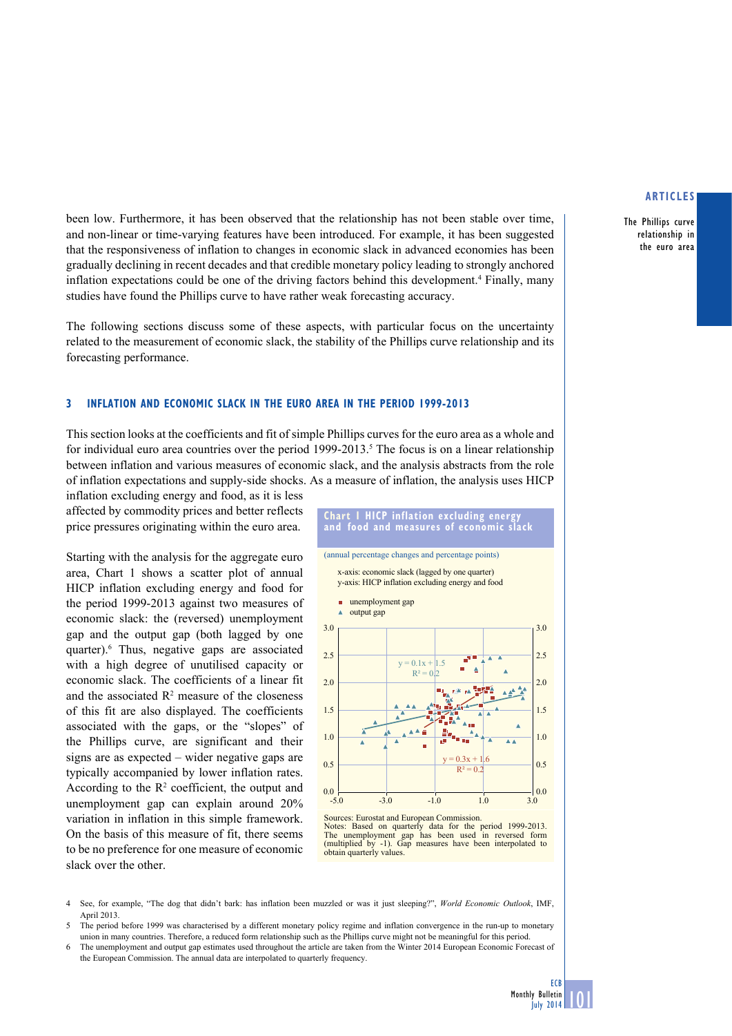been low. Furthermore, it has been observed that the relationship has not been stable over time, and non-linear or time-varying features have been introduced. For example, it has been suggested that the responsiveness of inflation to changes in economic slack in advanced economies has been gradually declining in recent decades and that credible monetary policy leading to strongly anchored inflation expectations could be one of the driving factors behind this development.[4] Finally, many studies have found the Phillips curve to have rather weak forecasting accuracy.

The following sections discuss some of these aspects, with particular focus on the uncertainty related to the measurement of economic slack, the stability of the Phillips curve relationship and its forecasting performance.

## 3 INFLATION AND ECONOMIC SLACK IN THE EURO AREA IN THE PERIOD 1999-2013

This section looks at the coefficients and fit of simple Phillips curves for the euro area as a whole and for individual euro area countries over the period 1999-2013.[5] The focus is on a linear relationship between inflation and various measures of economic slack, and the analysis abstracts from the role of inflation expectations and supply-side shocks. As a measure of inflation, the analysis uses HICP inflation excluding energy and food, as it is less affected by commodity prices and better reflects price pressures originating within the euro area.

Starting with the analysis for the aggregate euro area, Chart 1 shows a scatter plot of annual HICP inflation excluding energy and food for the period 1999-2013 against two measures of economic slack: the (reversed) unemployment gap and the output gap (both lagged by one quarter).[6] Thus, negative gaps are associated with a high degree of unutilised capacity or economic slack. The coefficients of a linear fit and the associated $R^2$ measure of the closeness of this fit are also displayed. The coefficients associated with the gaps, or the "slopes" of the Phillips curve, are significant and their signs are as expected – wider negative gaps are typically accompanied by lower inflation rates. According to the $R^2$ coefficient, the output and unemployment gap can explain around 20% variation in inflation in this simple framework. On the basis of this measure of fit, there seems to be no preference for one measure of economic slack over the other.

**Chart 1 HICP inflation excluding energy and food and measures of economic slack**

(annual percentage changes and percentage points)

x-axis: economic slack (lagged by one quarter)
y-axis: HICP inflation excluding energy and food

- unemployment gap
- output gap

y = 0.1x + 1.5, $R^2$ = 0.2

y = 0.3x + 1.6, $R^2$ = 0.2

Sources: Eurostat and European Commission.
Notes: Based on quarterly data for the period 1999-2013. The unemployment gap has been used in reversed form (multiplied by -1). Gap measures have been interpolated to obtain quarterly values.

4 See, for example, "The dog that didn't bark: has inflation been muzzled or was it just sleeping?", *World Economic Outlook*, IMF, April 2013.

5 The period before 1999 was characterised by a different monetary policy regime and inflation convergence in the run-up to monetary union in many countries. Therefore, a reduced form relationship such as the Phillips curve might not be meaningful for this period.

6 The unemployment and output gap estimates used throughout the article are taken from the Winter 2014 European Economic Forecast of the European Commission. The annual data are interpolated to quarterly frequency.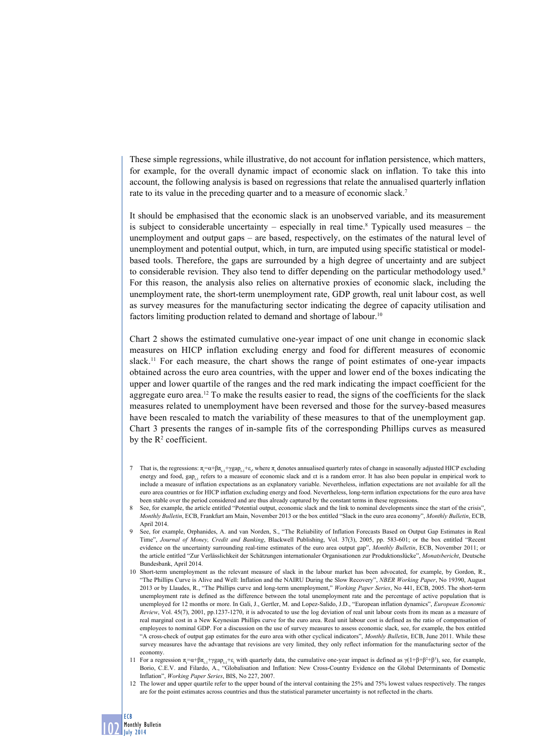These simple regressions, while illustrative, do not account for inflation persistence, which matters, for example, for the overall dynamic impact of economic slack on inflation. To take this into account, the following analysis is based on regressions that relate the annualised quarterly inflation rate to its value in the preceding quarter and to a measure of economic slack.[7]

It should be emphasised that the economic slack is an unobserved variable, and its measurement is subject to considerable uncertainty – especially in real time.[8] Typically used measures – the unemployment and output gaps – are based, respectively, on the estimates of the natural level of unemployment and potential output, which, in turn, are imputed using specific statistical or model-based tools. Therefore, the gaps are surrounded by a high degree of uncertainty and are subject to considerable revision. They also tend to differ depending on the particular methodology used.[9] For this reason, the analysis also relies on alternative proxies of economic slack, including the unemployment rate, the short-term unemployment rate, GDP growth, real unit labour cost, as well as survey measures for the manufacturing sector indicating the degree of capacity utilisation and factors limiting production related to demand and shortage of labour.[10]

Chart 2 shows the estimated cumulative one-year impact of one unit change in economic slack measures on HICP inflation excluding energy and food for different measures of economic slack.[11] For each measure, the chart shows the range of point estimates of one-year impacts obtained across the euro area countries, with the upper and lower end of the boxes indicating the upper and lower quartile of the ranges and the red mark indicating the impact coefficient for the aggregate euro area.[12] To make the results easier to read, the signs of the coefficients for the slack measures related to unemployment have been reversed and those for the survey-based measures have been rescaled to match the variability of these measures to that of the unemployment gap. Chart 3 presents the ranges of in-sample fits of the corresponding Phillips curves as measured by the $R^2$ coefficient.

7 That is, the regressions: $\pi_t=\alpha+\beta\pi_{t-1}+\gamma gap_{t-1}+\varepsilon_t$, where $\pi_t$ denotes annualised quarterly rates of change in seasonally adjusted HICP excluding energy and food, $gap_{t-1}$ refers to a measure of economic slack and εt is a random error. It has also been popular in empirical work to include a measure of inflation expectations as an explanatory variable. Nevertheless, inflation expectations are not available for all the euro area countries or for HICP inflation excluding energy and food. Nevertheless, long-term inflation expectations for the euro area have been stable over the period considered and are thus already captured by the constant terms in these regressions.

8 See, for example, the article entitled "Potential output, economic slack and the link to nominal developments since the start of the crisis", *Monthly Bulletin*, ECB, Frankfurt am Main, November 2013 or the box entitled "Slack in the euro area economy", *Monthly Bulletin*, ECB, April 2014.

9 See, for example, Orphanides, A. and van Norden, S., "The Reliability of Inflation Forecasts Based on Output Gap Estimates in Real Time", *Journal of Money, Credit and Banking*, Blackwell Publishing, Vol. 37(3), 2005, pp. 583-601; or the box entitled "Recent evidence on the uncertainty surrounding real-time estimates of the euro area output gap", *Monthly Bulletin*, ECB, November 2011; or the article entitled "Zur Verlässlichkeit der Schätzungen internationaler Organisationen zur Produktionslücke", *Monatsbericht*, Deutsche Bundesbank, April 2014.

10 Short-term unemployment as the relevant measure of slack in the labour market has been advocated, for example, by Gordon, R., "The Phillips Curve is Alive and Well: Inflation and the NAIRU During the Slow Recovery", *NBER Working Paper*, No 19390, August 2013 or by Llaudes, R., "The Phillips curve and long-term unemployment," *Working Paper Series*, No 441, ECB, 2005. The short-term unemployment rate is defined as the difference between the total unemployment rate and the percentage of active population that is unemployed for 12 months or more. In Gali, J., Gertler, M. and Lopez-Salido, J.D., "European inflation dynamics", *European Economic Review*, Vol. 45(7), 2001, pp.1237-1270, it is advocated to use the log deviation of real unit labour costs from its mean as a measure of real marginal cost in a New Keynesian Phillips curve for the euro area. Real unit labour cost is defined as the ratio of compensation of employees to nominal GDP. For a discussion on the use of survey measures to assess economic slack, see, for example, the box entitled "A cross-check of output gap estimates for the euro area with other cyclical indicators", *Monthly Bulletin*, ECB, June 2011. While these survey measures have the advantage that revisions are very limited, they only reflect information for the manufacturing sector of the economy.

11 For a regression $\pi_t=\alpha+\beta\pi_{t-1}+\gamma gap_{t-1}+\varepsilon_t$ with quarterly data, the cumulative one-year impact is defined as $\gamma(1+\beta+\beta^2+\beta^3)$, see, for example, Borio, C.E.V. and Filardo, A., "Globalisation and Inflation: New Cross-Country Evidence on the Global Determinants of Domestic Inflation", *Working Paper Series*, BIS, No 227, 2007.

12 The lower and upper quartile refer to the upper bound of the interval containing the 25% and 75% lowest values respectively. The ranges are for the point estimates across countries and thus the statistical parameter uncertainty is not reflected in the charts.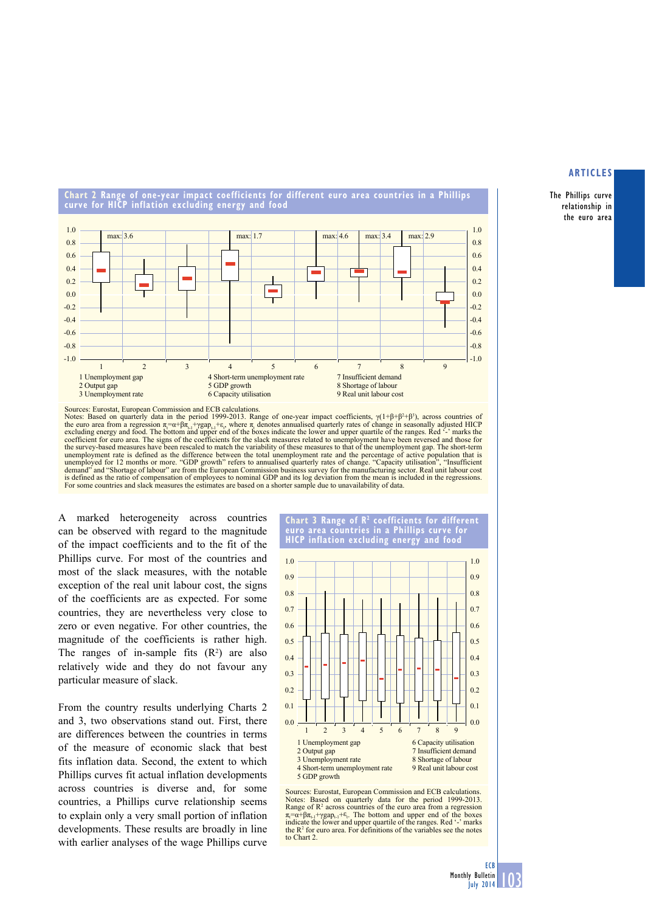**Chart 2 Range of one-year impact coefficients for different euro area countries in a Phillips curve for HICP inflation excluding energy and food**

1 Unemployment gap
2 Output gap
3 Unemployment rate
4 Short-term unemployment rate
5 GDP growth
6 Capacity utilisation
7 Insufficient demand
8 Shortage of labour
9 Real unit labour cost

Sources: Eurostat, European Commission and ECB calculations.
Notes: Based on quarterly data in the period 1999-2013. Range of one-year impact coefficients, $\gamma(1+\beta+\beta^2+\beta^3)$, across countries of the euro area from a regression $\pi_t=\alpha+\beta\pi_{t-1}+\gamma gap_{t-1}+\varepsilon_t$, where $\pi_t$ denotes annualised quarterly rates of change in seasonally adjusted HICP excluding energy and food. The bottom and upper end of the boxes indicate the lower and upper quartile of the ranges. Red '-' marks the coefficient for euro area. The signs of the coefficients for the slack measures related to unemployment have been reversed and those for the survey-based measures have been rescaled to match the variability of these measures to that of the unemployment gap. The short-term unemployment rate is defined as the difference between the total unemployment rate and the percentage of active population that is unemployed for 12 months or more. "GDP growth" refers to annualised quarterly rates of change. "Capacity utilisation", "Insufficient demand" and "Shortage of labour" are from the European Commission business survey for the manufacturing sector. Real unit labour cost is defined as the ratio of compensation of employees to nominal GDP and its log deviation from the mean is included in the regressions. For some countries and slack measures the estimates are based on a shorter sample due to unavailability of data.

A marked heterogeneity across countries can be observed with regard to the magnitude of the impact coefficients and to the fit of the Phillips curve. For most of the countries and most of the slack measures, with the notable exception of the real unit labour cost, the signs of the coefficients are as expected. For some countries, they are nevertheless very close to zero or even negative. For other countries, the magnitude of the coefficients is rather high. The ranges of in-sample fits ($R^2$) are also relatively wide and they do not favour any particular measure of slack.

From the country results underlying Charts 2 and 3, two observations stand out. First, there are differences between the countries in terms of the measure of economic slack that best fits inflation data. Second, the extent to which Phillips curves fit actual inflation developments across countries is diverse and, for some countries, a Phillips curve relationship seems to explain only a very small portion of inflation developments. These results are broadly in line with earlier analyses of the wage Phillips curve

**Chart 3 Range of $R^2$ coefficients for different euro area countries in a Phillips curve for HICP inflation excluding energy and food**

1 Unemployment gap
2 Output gap
3 Unemployment rate
4 Short-term unemployment rate
5 GDP growth
6 Capacity utilisation
7 Insufficient demand
8 Shortage of labour
9 Real unit labour cost

Sources: Eurostat, European Commission and ECB calculations.
Notes: Based on quarterly data for the period 1999-2013. Range of $R^2$ across countries of the euro area from a regression $\pi_t=\alpha+\beta\pi_{t-1}+\gamma gap_{t-1}+\varepsilon_t$. The bottom and upper end of the boxes indicate the lower and upper quartile of the ranges. Red '-' marks the $R^2$ for euro area. For definitions of the variables see the notes to Chart 2.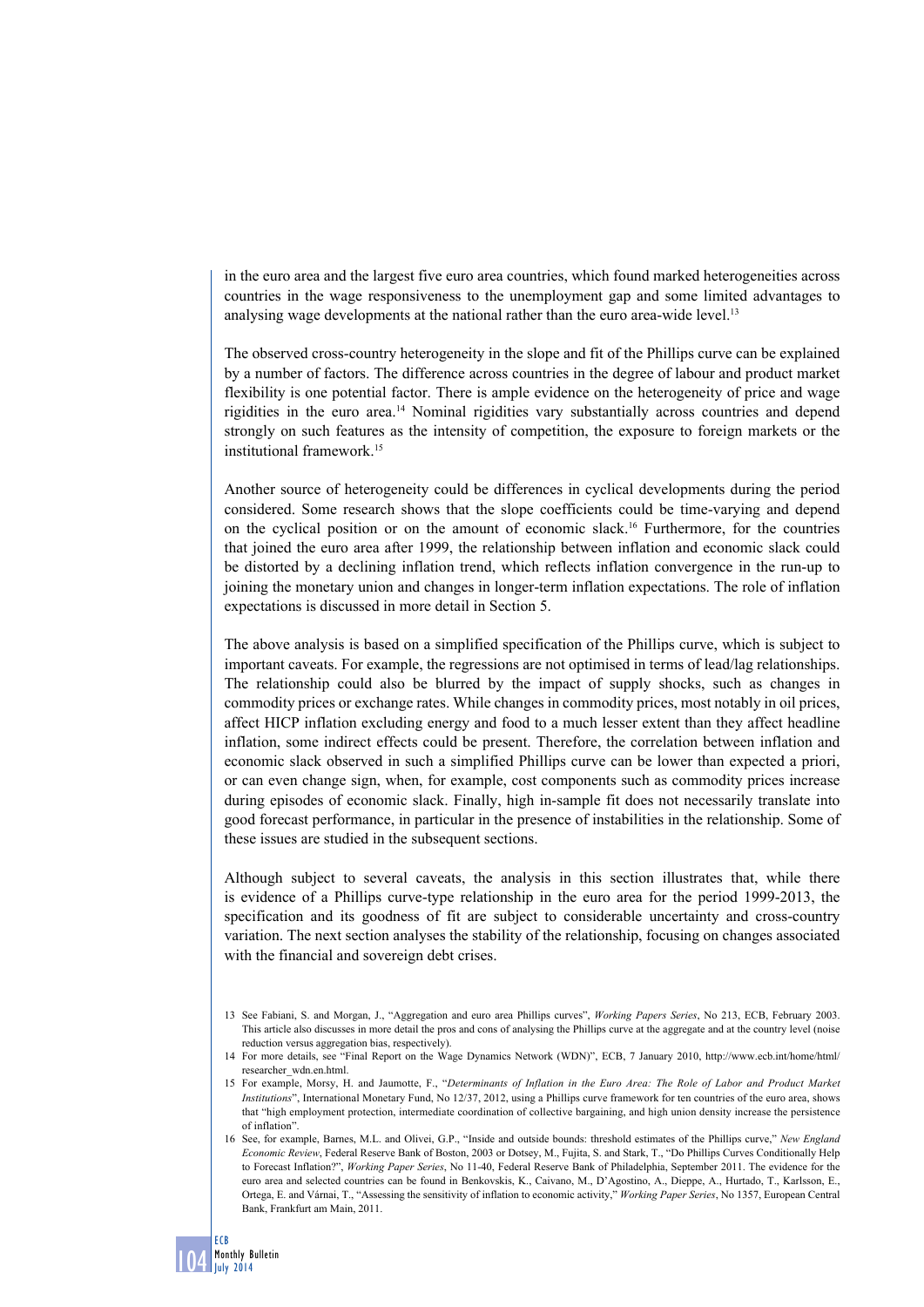in the euro area and the largest five euro area countries, which found marked heterogeneities across countries in the wage responsiveness to the unemployment gap and some limited advantages to analysing wage developments at the national rather than the euro area-wide level.[13]

The observed cross-country heterogeneity in the slope and fit of the Phillips curve can be explained by a number of factors. The difference across countries in the degree of labour and product market flexibility is one potential factor. There is ample evidence on the heterogeneity of price and wage rigidities in the euro area.[14] Nominal rigidities vary substantially across countries and depend strongly on such features as the intensity of competition, the exposure to foreign markets or the institutional framework.[15]

Another source of heterogeneity could be differences in cyclical developments during the period considered. Some research shows that the slope coefficients could be time-varying and depend on the cyclical position or on the amount of economic slack.[16] Furthermore, for the countries that joined the euro area after 1999, the relationship between inflation and economic slack could be distorted by a declining inflation trend, which reflects inflation convergence in the run-up to joining the monetary union and changes in longer-term inflation expectations. The role of inflation expectations is discussed in more detail in Section 5.

The above analysis is based on a simplified specification of the Phillips curve, which is subject to important caveats. For example, the regressions are not optimised in terms of lead/lag relationships. The relationship could also be blurred by the impact of supply shocks, such as changes in commodity prices or exchange rates. While changes in commodity prices, most notably in oil prices, affect HICP inflation excluding energy and food to a much lesser extent than they affect headline inflation, some indirect effects could be present. Therefore, the correlation between inflation and economic slack observed in such a simplified Phillips curve can be lower than expected a priori, or can even change sign, when, for example, cost components such as commodity prices increase during episodes of economic slack. Finally, high in-sample fit does not necessarily translate into good forecast performance, in particular in the presence of instabilities in the relationship. Some of these issues are studied in the subsequent sections.

Although subject to several caveats, the analysis in this section illustrates that, while there is evidence of a Phillips curve-type relationship in the euro area for the period 1999-2013, the specification and its goodness of fit are subject to considerable uncertainty and cross-country variation. The next section analyses the stability of the relationship, focusing on changes associated with the financial and sovereign debt crises.

13 See Fabiani, S. and Morgan, J., "Aggregation and euro area Phillips curves", *Working Papers Series*, No 213, ECB, February 2003. This article also discusses in more detail the pros and cons of analysing the Phillips curve at the aggregate and at the country level (noise reduction versus aggregation bias, respectively).

14 For more details, see "Final Report on the Wage Dynamics Network (WDN)", ECB, 7 January 2010, http://www.ecb.int/home/html/researcher_wdn.en.html.

15 For example, Morsy, H. and Jaumotte, F., "*Determinants of Inflation in the Euro Area: The Role of Labor and Product Market Institutions*", International Monetary Fund, No 12/37, 2012, using a Phillips curve framework for ten countries of the euro area, shows that "high employment protection, intermediate coordination of collective bargaining, and high union density increase the persistence of inflation".

16 See, for example, Barnes, M.L. and Olivei, G.P., "Inside and outside bounds: threshold estimates of the Phillips curve," *New England Economic Review*, Federal Reserve Bank of Boston, 2003 or Dotsey, M., Fujita, S. and Stark, T., "Do Phillips Curves Conditionally Help to Forecast Inflation?", *Working Paper Series*, No 11-40, Federal Reserve Bank of Philadelphia, September 2011. The evidence for the euro area and selected countries can be found in Benkovskis, K., Caivano, M., D'Agostino, A., Dieppe, A., Hurtado, T., Karlsson, E., Ortega, E. and Várnai, T., "Assessing the sensitivity of inflation to economic activity," *Working Paper Series*, No 1357, European Central Bank, Frankfurt am Main, 2011.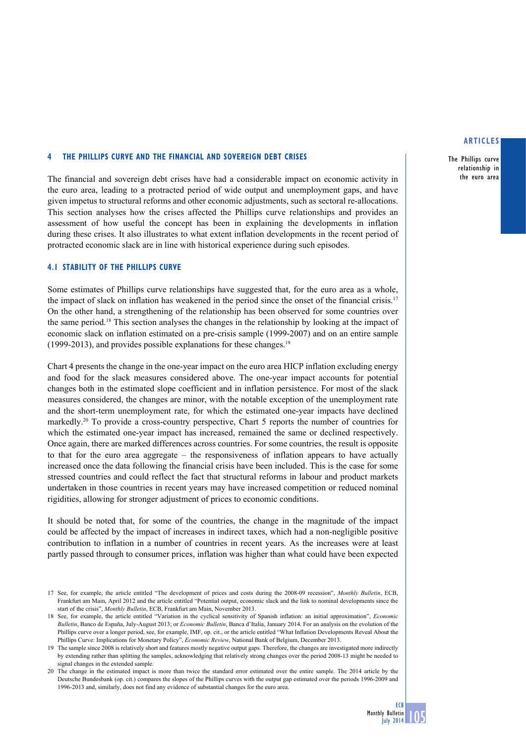## 4 THE PHILLIPS CURVE AND THE FINANCIAL AND SOVEREIGN DEBT CRISES

The financial and sovereign debt crises have had a considerable impact on economic activity in the euro area, leading to a protracted period of wide output and unemployment gaps, and have given impetus to structural reforms and other economic adjustments, such as sectoral re-allocations. This section analyses how the crises affected the Phillips curve relationships and provides an assessment of how useful the concept has been in explaining the developments in inflation during these crises. It also illustrates to what extent inflation developments in the recent period of protracted economic slack are in line with historical experience during such episodes.

### 4.1 STABILITY OF THE PHILLIPS CURVE

Some estimates of Phillips curve relationships have suggested that, for the euro area as a whole, the impact of slack on inflation has weakened in the period since the onset of the financial crisis.[17] On the other hand, a strengthening of the relationship has been observed for some countries over the same period.[18] This section analyses the changes in the relationship by looking at the impact of economic slack on inflation estimated on a pre-crisis sample (1999-2007) and on an entire sample (1999-2013), and provides possible explanations for these changes.[19]

Chart 4 presents the change in the one-year impact on the euro area HICP inflation excluding energy and food for the slack measures considered above. The one-year impact accounts for potential changes both in the estimated slope coefficient and in inflation persistence. For most of the slack measures considered, the changes are minor, with the notable exception of the unemployment rate and the short-term unemployment rate, for which the estimated one-year impacts have declined markedly.[20] To provide a cross-country perspective, Chart 5 reports the number of countries for which the estimated one-year impact has increased, remained the same or declined respectively. Once again, there are marked differences across countries. For some countries, the result is opposite to that for the euro area aggregate – the responsiveness of inflation appears to have actually increased once the data following the financial crisis have been included. This is the case for some stressed countries and could reflect the fact that structural reforms in labour and product markets undertaken in those countries in recent years may have increased competition or reduced nominal rigidities, allowing for stronger adjustment of prices to economic conditions.

It should be noted that, for some of the countries, the change in the magnitude of the impact could be affected by the impact of increases in indirect taxes, which had a non-negligible positive contribution to inflation in a number of countries in recent years. As the increases were at least partly passed through to consumer prices, inflation was higher than what could have been expected

17 See, for example, the article entitled "The development of prices and costs during the 2008-09 recession", *Monthly Bulletin*, ECB, Frankfurt am Main, April 2012 and the article entitled "Potential output, economic slack and the link to nominal developments since the start of the crisis", *Monthly Bulletin*, ECB, Frankfurt am Main, November 2013.

18 See, for example, the article entitled "Variation in the cyclical sensitivity of Spanish inflation: an initial approximation", *Economic Bulletin*, Banco de España, July-August 2013; or *Economic Bulletin*, Banca d'Italia, January 2014. For an analysis on the evolution of the Phillips curve over a longer period, see, for example, IMF, op. cit., or the article entitled "What Inflation Developments Reveal About the Phillips Curve: Implications for Monetary Policy", *Economic Review*, National Bank of Belgium, December 2013.

19 The sample since 2008 is relatively short and features mostly negative output gaps. Therefore, the changes are investigated more indirectly by extending rather than splitting the samples, acknowledging that relatively strong changes over the period 2008-13 might be needed to signal changes in the extended sample.

20 The change in the estimated impact is more than twice the standard error estimated over the entire sample. The 2014 article by the Deutsche Bundesbank (op. cit.) compares the slopes of the Phillips curves with the output gap estimated over the periods 1996-2009 and 1996-2013 and, similarly, does not find any evidence of substantial changes for the euro area.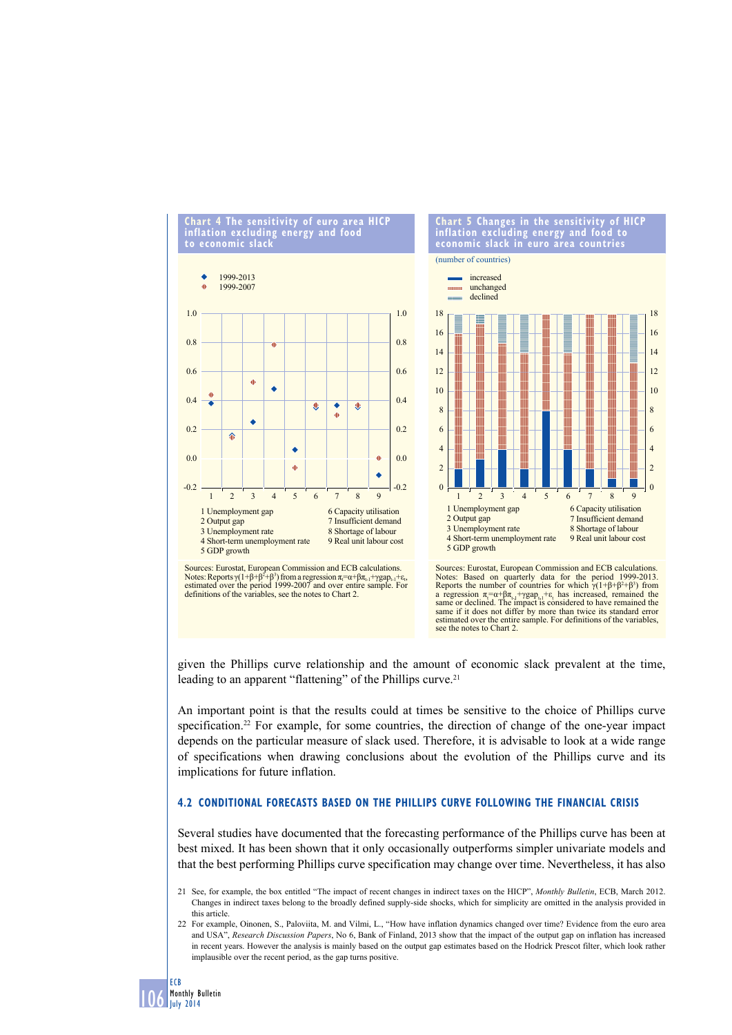**Chart 4 The sensitivity of euro area HICP inflation excluding energy and food to economic slack**

- 1999-2013
- 1999-2007

1 Unemployment gap
2 Output gap
3 Unemployment rate
4 Short-term unemployment rate
5 GDP growth
6 Capacity utilisation
7 Insufficient demand
8 Shortage of labour
9 Real unit labour cost

Sources: Eurostat, European Commission and ECB calculations.
Notes: Reports $\gamma(1+\beta+\beta^2+\beta^3)$ from a regression $\pi_t=\alpha+\beta\pi_{t-1}+\gamma gap_{t-1}+\varepsilon_t$, estimated over the period 1999-2007 and over entire sample. For definitions of the variables, see the notes to Chart 2.

**Chart 5 Changes in the sensitivity of HICP inflation excluding energy and food to economic slack in euro area countries**

(number of countries)

- increased
- unchanged
- declined

1 Unemployment gap
2 Output gap
3 Unemployment rate
4 Short-term unemployment rate
5 GDP growth
6 Capacity utilisation
7 Insufficient demand
8 Shortage of labour
9 Real unit labour cost

Sources: Eurostat, European Commission and ECB calculations.
Notes: Based on quarterly data for the period 1999-2013. Reports the number of countries for which $\gamma(1+\beta+\beta^2+\beta^3)$ from a regression $\pi_t=\alpha+\beta\pi_{t-1}+\gamma gap_{t-1}+\varepsilon_t$ has increased, remained the same or declined. The impact is considered to have remained the same if it does not differ by more than twice its standard error estimated over the entire sample. For definitions of the variables, see the notes to Chart 2.

given the Phillips curve relationship and the amount of economic slack prevalent at the time, leading to an apparent "flattening" of the Phillips curve.[21]

An important point is that the results could at times be sensitive to the choice of Phillips curve specification.[22] For example, for some countries, the direction of change of the one-year impact depends on the particular measure of slack used. Therefore, it is advisable to look at a wide range of specifications when drawing conclusions about the evolution of the Phillips curve and its implications for future inflation.

### 4.2 CONDITIONAL FORECASTS BASED ON THE PHILLIPS CURVE FOLLOWING THE FINANCIAL CRISIS

Several studies have documented that the forecasting performance of the Phillips curve has been at best mixed. It has been shown that it only occasionally outperforms simpler univariate models and that the best performing Phillips curve specification may change over time. Nevertheless, it has also

21 See, for example, the box entitled "The impact of recent changes in indirect taxes on the HICP", *Monthly Bulletin*, ECB, March 2012. Changes in indirect taxes belong to the broadly defined supply-side shocks, which for simplicity are omitted in the analysis provided in this article.

22 For example, Oinonen, S., Paloviita, M. and Vilmi, L., "How have inflation dynamics changed over time? Evidence from the euro area and USA", *Research Discussion Papers*, No 6, Bank of Finland, 2013 show that the impact of the output gap on inflation has increased in recent years. However the analysis is mainly based on the output gap estimates based on the Hodrick Prescott filter, which look rather implausible over the recent period, as the gap turns positive.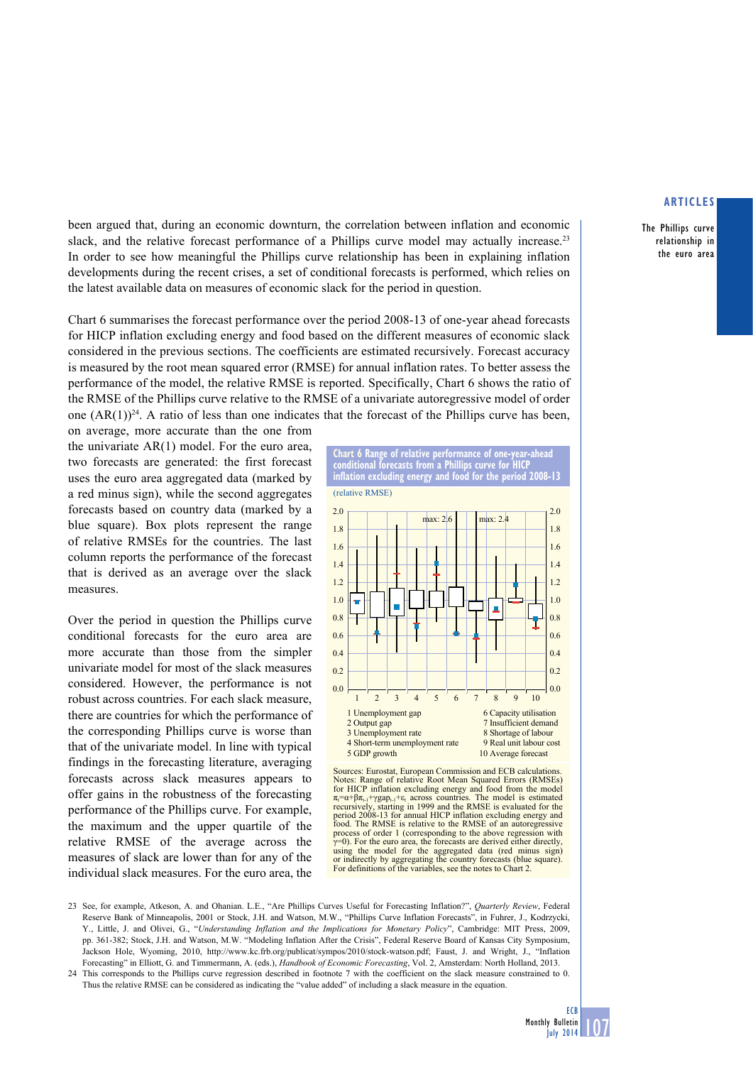been argued that, during an economic downturn, the correlation between inflation and economic slack, and the relative forecast performance of a Phillips curve model may actually increase.[23] In order to see how meaningful the Phillips curve relationship has been in explaining inflation developments during the recent crises, a set of conditional forecasts is performed, which relies on the latest available data on measures of economic slack for the period in question.

Chart 6 summarises the forecast performance over the period 2008-13 of one-year ahead forecasts for HICP inflation excluding energy and food based on the different measures of economic slack considered in the previous sections. The coefficients are estimated recursively. Forecast accuracy is measured by the root mean squared error (RMSE) for annual inflation rates. To better assess the performance of the model, the relative RMSE is reported. Specifically, Chart 6 shows the ratio of the RMSE of the Phillips curve relative to the RMSE of a univariate autoregressive model of order one (AR(1))[24]. A ratio of less than one indicates that the forecast of the Phillips curve has been, on average, more accurate than the one from the univariate AR(1) model. For the euro area, two forecasts are generated: the first forecast uses the euro area aggregated data (marked by a red minus sign), while the second aggregates forecasts based on country data (marked by a blue square). Box plots represent the range of relative RMSEs for the countries. The last column reports the performance of the forecast that is derived as an average over the slack measures.

Over the period in question the Phillips curve conditional forecasts for the euro area are more accurate than those from the simpler univariate model for most of the slack measures considered. However, the performance is not robust across countries. For each slack measure, there are countries for which the performance of the corresponding Phillips curve is worse than that of the univariate model. In line with typical findings in the forecasting literature, averaging forecasts across slack measures appears to offer gains in the robustness of the forecasting performance of the Phillips curve. For example, the maximum and the upper quartile of the relative RMSE of the average across measures of slack are lower than for any of the individual slack measures. For the euro area, the

**Chart 6 Range of relative performance of one-year-ahead conditional forecasts from a Phillips curve for HICP inflation excluding energy and food for the period 2008-13**

(relative RMSE)

1 Unemployment gap
2 Output gap
3 Unemployment rate
4 Short-term unemployment rate
5 GDP growth
6 Capacity utilisation
7 Insufficient demand
8 Shortage of labour
9 Real unit labour cost
10 Average forecast

Sources: Eurostat, European Commission and ECB calculations.
Notes: Range of relative Root Mean Squared Errors (RMSEs) for HICP inflation excluding energy and food from the model $\pi_t = \alpha + \beta\pi_{t-1} + \gamma gap_{t-1} + \varepsilon_t$ across countries. The model is estimated recursively, starting in 1999 and the RMSE is evaluated for the period 2008-13 for annual HICP inflation excluding energy and food. The RMSE is relative to the RMSE of an autoregressive process of order 1 (corresponding to the above regression with $\gamma=0$). For the euro area, the forecasts are derived either directly, using the model for the aggregated data (red minus sign) or indirectly by aggregating the country forecasts (blue square). For definitions of the variables, see the notes to Chart 2.

23 See, for example, Atkeson, A. and Ohanian. L.E., "Are Phillips Curves Useful for Forecasting Inflation?", *Quarterly Review*, Federal Reserve Bank of Minneapolis, 2001 or Stock, J.H. and Watson, M.W., "Phillips Curve Inflation Forecasts", in Fuhrer, J., Kodrzycki, Y., Little, J. and Olivei, G., "*Understanding Inflation and the Implications for Monetary Policy*", Cambridge: MIT Press, 2009, pp. 361-382; Stock, J.H. and Watson, M.W. "Modeling Inflation After the Crisis", Federal Reserve Board of Kansas City Symposium, Jackson Hole, Wyoming, 2010, http://www.kc.frb.org/publicat/sympos/2010/stock-watson.pdf; Faust, J. and Wright, J., "Inflation Forecasting" in Elliott, G. and Timmermann, A. (eds.), *Handbook of Economic Forecasting*, Vol. 2, Amsterdam: North Holland, 2013.

24 This corresponds to the Phillips curve regression described in footnote 7 with the coefficient on the slack measure constrained to 0. Thus the relative RMSE can be considered as indicating the "value added" of including a slack measure in the equation.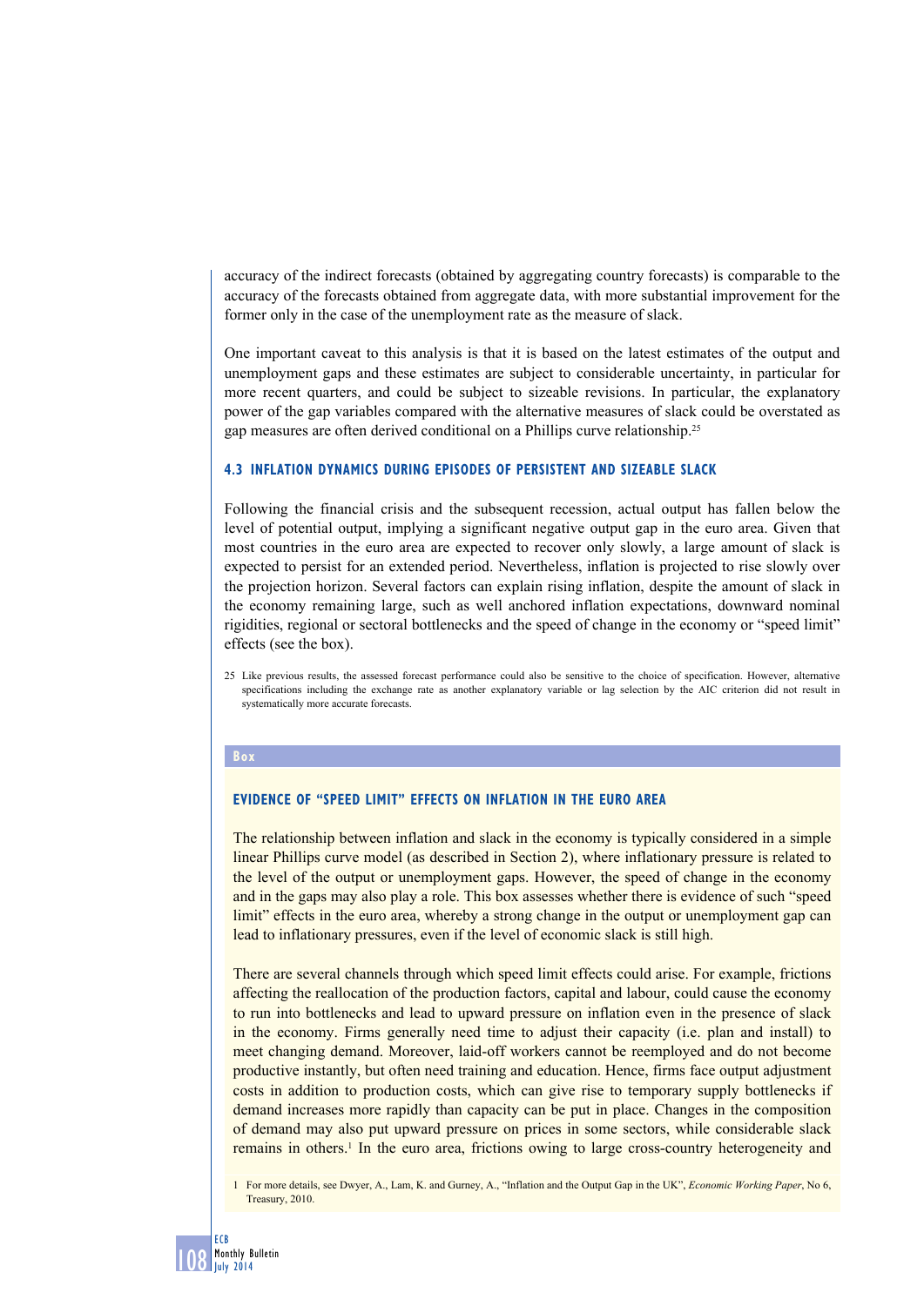accuracy of the indirect forecasts (obtained by aggregating country forecasts) is comparable to the accuracy of the forecasts obtained from aggregate data, with more substantial improvement for the former only in the case of the unemployment rate as the measure of slack.

One important caveat to this analysis is that it is based on the latest estimates of the output and unemployment gaps and these estimates are subject to considerable uncertainty, in particular for more recent quarters, and could be subject to sizeable revisions. In particular, the explanatory power of the gap variables compared with the alternative measures of slack could be overstated as gap measures are often derived conditional on a Phillips curve relationship.[25]

### 4.3 INFLATION DYNAMICS DURING EPISODES OF PERSISTENT AND SIZEABLE SLACK

Following the financial crisis and the subsequent recession, actual output has fallen below the level of potential output, implying a significant negative output gap in the euro area. Given that most countries in the euro area are expected to recover only slowly, a large amount of slack is expected to persist for an extended period. Nevertheless, inflation is projected to rise slowly over the projection horizon. Several factors can explain rising inflation, despite the amount of slack in the economy remaining large, such as well anchored inflation expectations, downward nominal rigidities, regional or sectoral bottlenecks and the speed of change in the economy or "speed limit" effects (see the box).

25 Like previous results, the assessed forecast performance could also be sensitive to the choice of specification. However, alternative specifications including the exchange rate as another explanatory variable or lag selection by the AIC criterion did not result in systematically more accurate forecasts.

**Box**

### EVIDENCE OF "SPEED LIMIT" EFFECTS ON INFLATION IN THE EURO AREA

The relationship between inflation and slack in the economy is typically considered in a simple linear Phillips curve model (as described in Section 2), where inflationary pressure is related to the level of the output or unemployment gaps. However, the speed of change in the economy and in the gaps may also play a role. This box assesses whether there is evidence of such "speed limit" effects in the euro area, whereby a strong change in the output or unemployment gap can lead to inflationary pressures, even if the level of economic slack is still high.

There are several channels through which speed limit effects could arise. For example, frictions affecting the reallocation of the production factors, capital and labour, could cause the economy to run into bottlenecks and lead to upward pressure on inflation even in the presence of slack in the economy. Firms generally need time to adjust their capacity (i.e. plan and install) to meet changing demand. Moreover, laid-off workers cannot be reemployed and do not become productive instantly, but often need training and education. Hence, firms face output adjustment costs in addition to production costs, which can give rise to temporary supply bottlenecks if demand increases more rapidly than capacity can be put in place. Changes in the composition of demand may also put upward pressure on prices in some sectors, while considerable slack remains in others.[1] In the euro area, frictions owing to large cross-country heterogeneity and

1 For more details, see Dwyer, A., Lam, K. and Gurney, A., "Inflation and the Output Gap in the UK", *Economic Working Paper*, No 6, Treasury, 2010.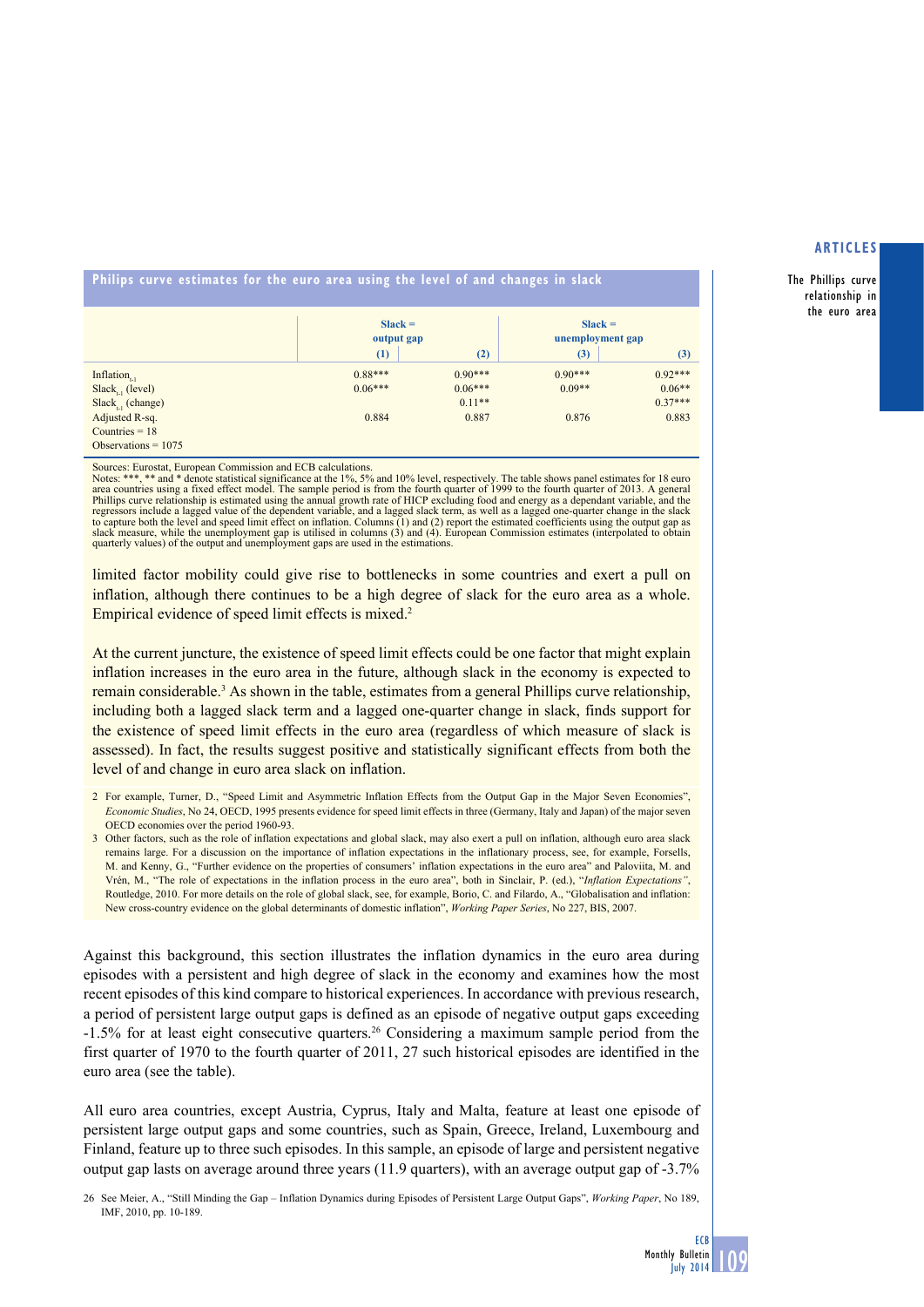### Philips curve estimates for the euro area using the level of and changes in slack

| | Slack = output gap | | Slack = unemployment gap | |
|---|---|---|---|---|
| | (1) | (2) | (3) | (3) |
| $Inflation_{t-1}$ | 0.88*** | 0.90*** | 0.90*** | 0.92*** |
| $Slack_{t-1}$ (level) | 0.06*** | 0.06*** | 0.09** | 0.06** |
| $Slack_{t-1}$ (change) | | 0.11** | | 0.37*** |
| Adjusted R-sq. | 0.884 | 0.887 | 0.876 | 0.883 |
| Countries = 18 | | | | |
| Observations = 1075 | | | | |

Sources: Eurostat, European Commission and ECB calculations.
Notes: ***, ** and * denote statistical significance at the 1%, 5% and 10% level, respectively. The table shows panel estimates for 18 euro area countries using a fixed effect model. The sample period is from the fourth quarter of 1999 to the fourth quarter of 2013. A general Phillips curve relationship is estimated using the annual growth rate of HICP excluding food and energy as a dependant variable, and the regressors include a lagged value of the dependent variable, and a lagged slack term, as well as a lagged one-quarter change in the slack to capture both the level and speed limit effect on inflation. Columns (1) and (2) report the estimated coefficients using the output gap as slack measure, while the unemployment gap is utilised in columns (3) and (4). European Commission estimates (interpolated to obtain quarterly values) of the output and unemployment gaps are used in the estimations.

limited factor mobility could give rise to bottlenecks in some countries and exert a pull on inflation, although there continues to be a high degree of slack for the euro area as a whole. Empirical evidence of speed limit effects is mixed.[2]

At the current juncture, the existence of speed limit effects could be one factor that might explain inflation increases in the euro area in the future, although slack in the economy is expected to remain considerable.[3] As shown in the table, estimates from a general Phillips curve relationship, including both a lagged slack term and a lagged one-quarter change in slack, finds support for the existence of speed limit effects in the euro area (regardless of which measure of slack is assessed). In fact, the results suggest positive and statistically significant effects from both the level of and change in euro area slack on inflation.

2 For example, Turner, D., "Speed Limit and Asymmetric Inflation Effects from the Output Gap in the Major Seven Economies", *Economic Studies*, No 24, OECD, 1995 presents evidence for speed limit effects in three (Germany, Italy and Japan) of the major seven OECD economies over the period 1960-93.

3 Other factors, such as the role of inflation expectations and global slack, may also exert a pull on inflation, although euro area slack remains large. For a discussion on the importance of inflation expectations in the inflationary process, see, for example, Forsells, M. and Kenny, G., "Further evidence on the properties of consumers' inflation expectations in the euro area" and Paloviita, M. and Vrén, M., "The role of expectations in the inflation process in the euro area", both in Sinclair, P. (ed.), "*Inflation Expectations*", Routledge, 2010. For more details on the role of global slack, see, for example, Borio, C. and Filardo, A., "Globalisation and inflation: New cross-country evidence on the global determinants of domestic inflation", *Working Paper Series*, No 227, BIS, 2007.

Against this background, this section illustrates the inflation dynamics in the euro area during episodes with a persistent and high degree of slack in the economy and examines how the most recent episodes of this kind compare to historical experiences. In accordance with previous research, a period of persistent large output gaps is defined as an episode of negative output gaps exceeding -1.5% for at least eight consecutive quarters.[26] Considering a maximum sample period from the first quarter of 1970 to the fourth quarter of 2011, 27 such historical episodes are identified in the euro area (see the table).

All euro area countries, except Austria, Cyprus, Italy and Malta, feature at least one episode of persistent large output gaps and some countries, such as Spain, Greece, Ireland, Luxembourg and Finland, feature up to three such episodes. In this sample, an episode of large and persistent negative output gap lasts on average around three years (11.9 quarters), with an average output gap of -3.7%

26 See Meier, A., "Still Minding the Gap – Inflation Dynamics during Episodes of Persistent Large Output Gaps", *Working Paper*, No 189, IMF, 2010, pp. 10-189.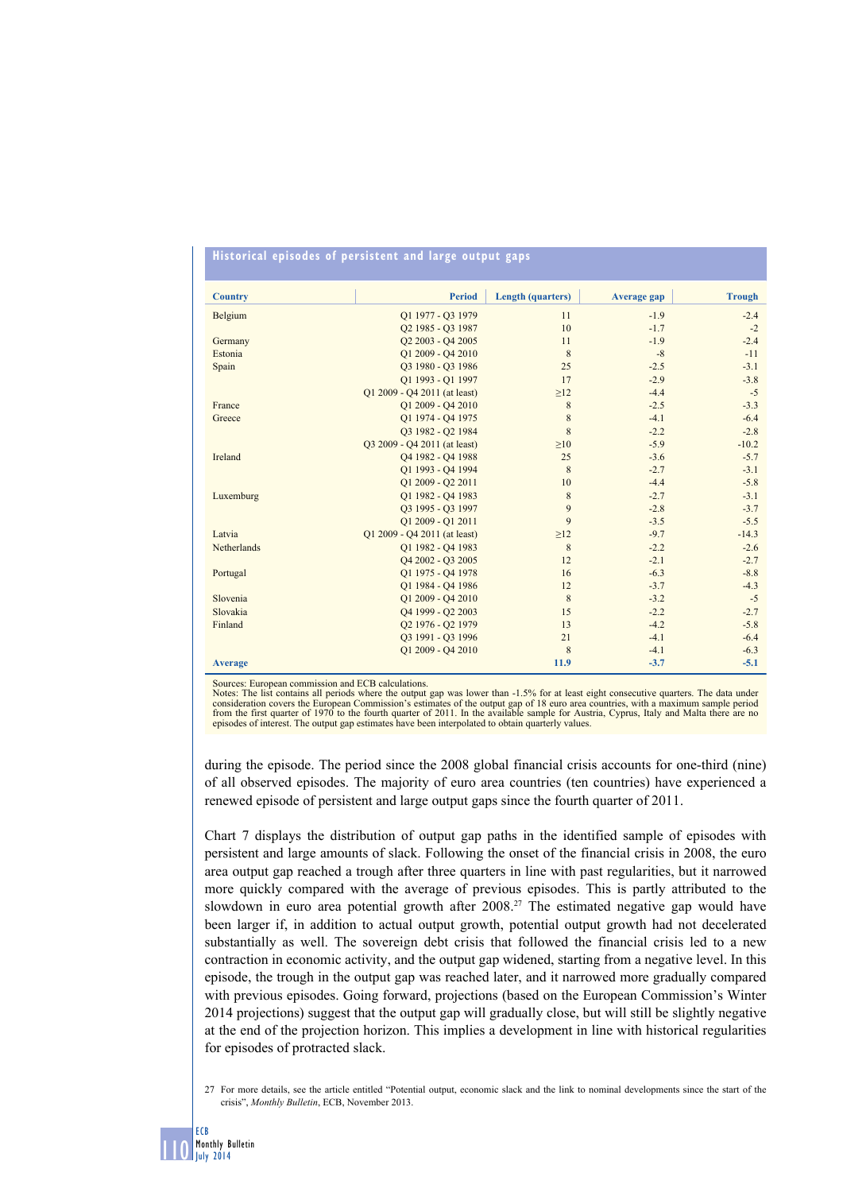**Historical episodes of persistent and large output gaps**

| Country | Period | Length (quarters) | Average gap | Trough |
|---|---|---|---|---|
| Belgium | Q1 1977 - Q3 1979 | 11 | -1.9 | -2.4 |
| | Q2 1985 - Q3 1987 | 10 | -1.7 | -2 |
| Germany | Q2 2003 - Q4 2005 | 11 | -1.9 | -2.4 |
| Estonia | Q1 2009 - Q4 2010 | 8 | -8 | -11 |
| Spain | Q3 1980 - Q3 1986 | 25 | -2.5 | -3.1 |
| | Q1 1993 - Q1 1997 | 17 | -2.9 | -3.8 |
| | Q1 2009 - Q4 2011 (at least) | ≥12 | -4.4 | -5 |
| France | Q1 2009 - Q4 2010 | 8 | -2.5 | -3.3 |
| Greece | Q1 1974 - Q4 1975 | 8 | -4.1 | -6.4 |
| | Q3 1982 - Q2 1984 | 8 | -2.2 | -2.8 |
| | Q3 2009 - Q4 2011 (at least) | ≥10 | -5.9 | -10.2 |
| Ireland | Q4 1982 - Q4 1988 | 25 | -3.6 | -5.7 |
| | Q1 1993 - Q4 1994 | 8 | -2.7 | -3.1 |
| | Q1 2009 - Q2 2011 | 10 | -4.4 | -5.8 |
| Luxemburg | Q1 1982 - Q4 1983 | 8 | -2.7 | -3.1 |
| | Q3 1995 - Q3 1997 | 9 | -2.8 | -3.7 |
| | Q1 2009 - Q1 2011 | 9 | -3.5 | -5.5 |
| Latvia | Q1 2009 - Q4 2011 (at least) | ≥12 | -9.7 | -14.3 |
| Netherlands | Q1 1982 - Q4 1983 | 8 | -2.2 | -2.6 |
| | Q4 2002 - Q3 2005 | 12 | -2.1 | -2.7 |
| Portugal | Q1 1975 - Q4 1978 | 16 | -6.3 | -8.8 |
| | Q1 1984 - Q4 1986 | 12 | -3.7 | -4.3 |
| Slovenia | Q1 2009 - Q4 2010 | 8 | -3.2 | -5 |
| Slovakia | Q4 1999 - Q2 2003 | 15 | -2.2 | -2.7 |
| Finland | Q2 1976 - Q2 1979 | 13 | -4.2 | -5.8 |
| | Q3 1991 - Q3 1996 | 21 | -4.1 | -6.4 |
| | Q1 2009 - Q4 2010 | 8 | -4.1 | -6.3 |
| **Average** | | **11.9** | **-3.7** | **-5.1** |

Sources: European commission and ECB calculations.
Notes: The list contains all periods where the output gap was lower than -1.5% for at least eight consecutive quarters. The data under consideration covers the European Commission's estimates of the output gap of 18 euro area countries, with a maximum sample period from the first quarter of 1970 to the fourth quarter of 2011. In the available sample for Austria, Cyprus, Italy and Malta there are no episodes of interest. The output gap estimates have been interpolated to obtain quarterly values.

during the episode. The period since the 2008 global financial crisis accounts for one-third (nine) of all observed episodes. The majority of euro area countries (ten countries) have experienced a renewed episode of persistent and large output gaps since the fourth quarter of 2011.

Chart 7 displays the distribution of output gap paths in the identified sample of episodes with persistent and large amounts of slack. Following the onset of the financial crisis in 2008, the euro area output gap reached a trough after three quarters in line with past regularities, but it narrowed more quickly compared with the average of previous episodes. This is partly attributed to the slowdown in euro area potential growth after 2008.[27] The estimated negative gap would have been larger if, in addition to actual output growth, potential output growth had not decelerated substantially as well. The sovereign debt crisis that followed the financial crisis led to a new contraction in economic activity, and the output gap widened, starting from a negative level. In this episode, the trough in the output gap was reached later, and it narrowed more gradually compared with previous episodes. Going forward, projections (based on the European Commission's Winter 2014 projections) suggest that the output gap will gradually close, but will still be slightly negative at the end of the projection horizon. This implies a development in line with historical regularities for episodes of protracted slack.

27 For more details, see the article entitled "Potential output, economic slack and the link to nominal developments since the start of the crisis", *Monthly Bulletin*, ECB, November 2013.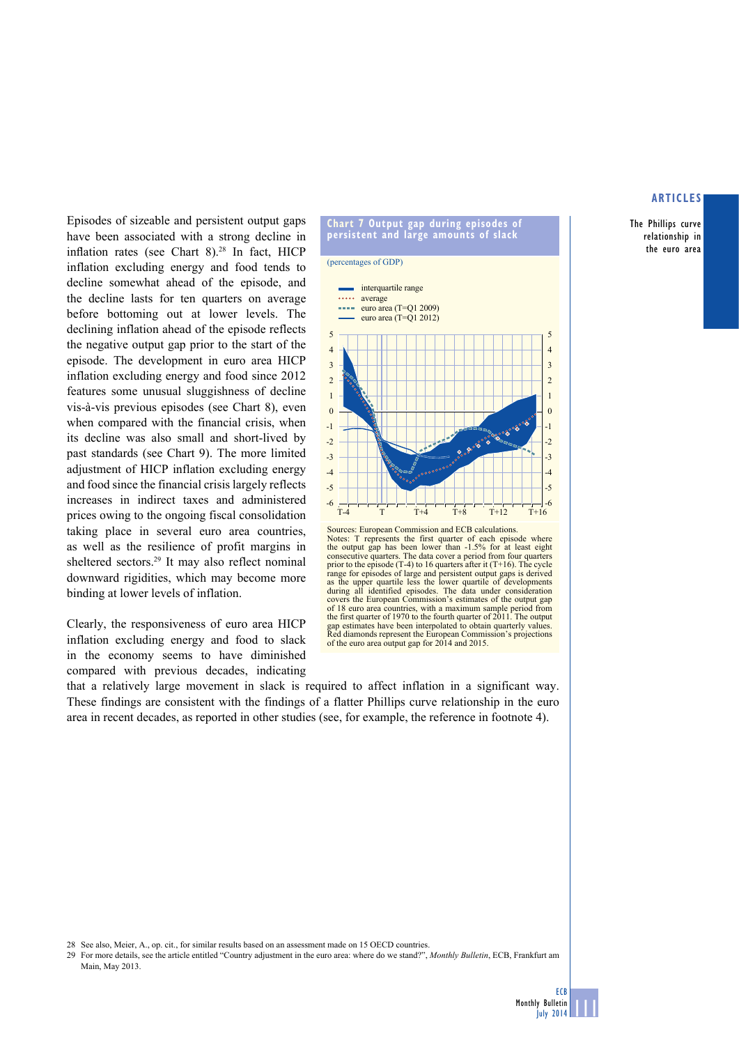Episodes of sizeable and persistent output gaps have been associated with a strong decline in inflation rates (see Chart 8).[28] In fact, HICP inflation excluding energy and food tends to decline somewhat ahead of the episode, and the decline lasts for ten quarters on average before bottoming out at lower levels. The declining inflation ahead of the episode reflects the negative output gap prior to the start of the episode. The development in euro area HICP inflation excluding energy and food since 2012 features some unusual sluggishness of decline vis-à-vis previous episodes (see Chart 8), even when compared with the financial crisis, when its decline was also small and short-lived by past standards (see Chart 9). The more limited adjustment of HICP inflation excluding energy and food since the financial crisis largely reflects increases in indirect taxes and administered prices owing to the ongoing fiscal consolidation taking place in several euro area countries, as well as the resilience of profit margins in sheltered sectors.[29] It may also reflect nominal downward rigidities, which may become more binding at lower levels of inflation.

**Chart 7 Output gap during episodes of persistent and large amounts of slack**

(percentages of GDP)

- interquartile range
- average
- euro area (T=Q1 2009)
- euro area (T=Q1 2012)

Sources: European Commission and ECB calculations.
Notes: T represents the first quarter of each episode where the output gap has been lower than -1.5% for at least eight consecutive quarters. The data cover a period from four quarters prior to the episode (T-4) to 16 quarters after it (T+16). The cycle range for episodes of large and persistent output gaps is derived as the upper quartile less the lower quartile of developments during all identified episodes. The data under consideration covers the European Commission's estimates of the output gap of 18 euro area countries, with a maximum sample period from the first quarter of 1970 to the fourth quarter of 2011. The output gap estimates have been interpolated to obtain quarterly values. Red diamonds represent the European Commission's projections of the euro area output gap for 2014 and 2015.

Clearly, the responsiveness of euro area HICP inflation excluding energy and food to slack in the economy seems to have diminished compared with previous decades, indicating that a relatively large movement in slack is required to affect inflation in a significant way. These findings are consistent with the findings of a flatter Phillips curve relationship in the euro area in recent decades, as reported in other studies (see, for example, the reference in footnote 4).

28 See also, Meier, A., op. cit., for similar results based on an assessment made on 15 OECD countries.

29 For more details, see the article entitled "Country adjustment in the euro area: where do we stand?", *Monthly Bulletin*, ECB, Frankfurt am Main, May 2013.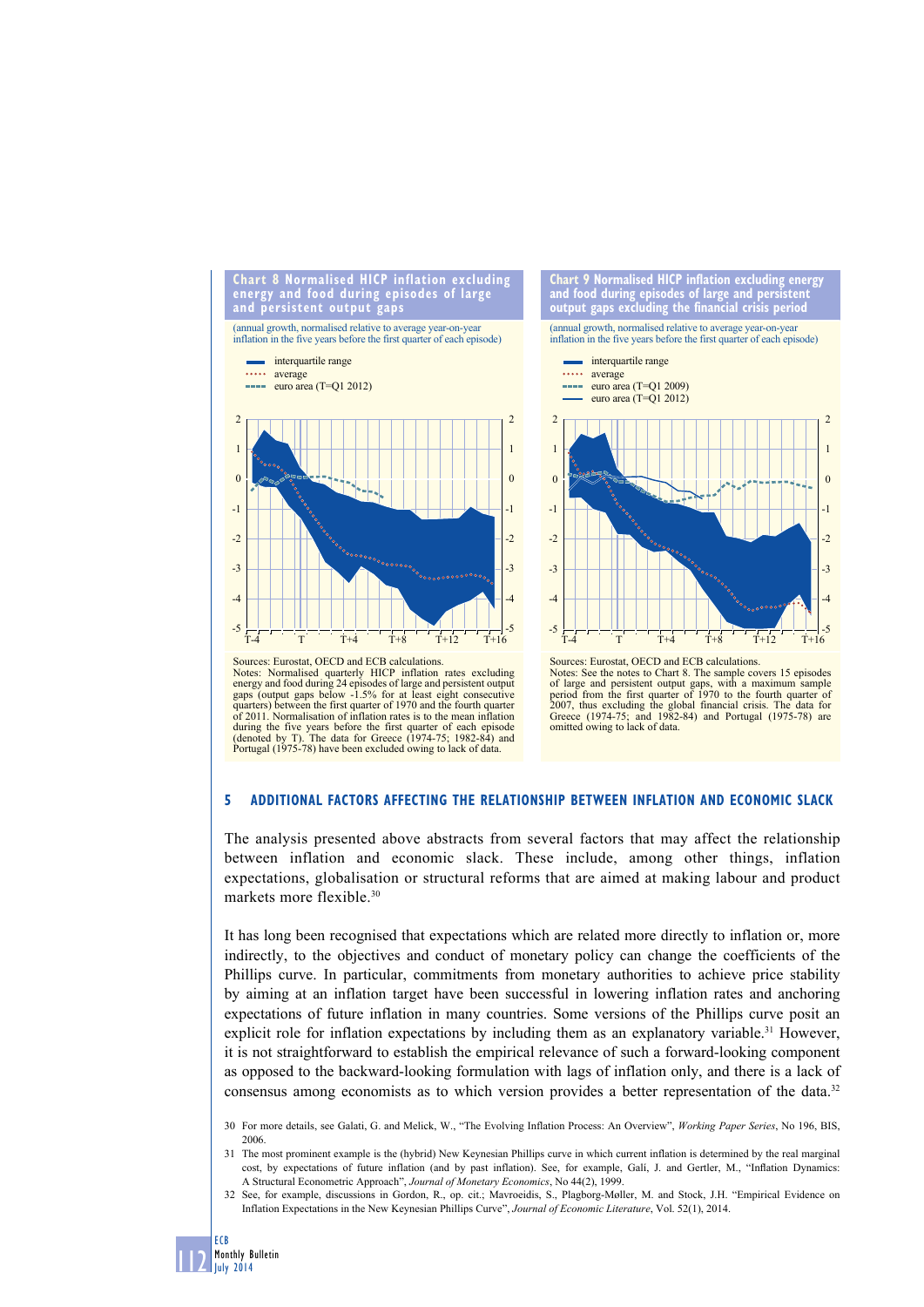**Chart 8 Normalised HICP inflation excluding energy and food during episodes of large and persistent output gaps**

(annual growth, normalised relative to average year-on-year inflation in the five years before the first quarter of each episode)

- interquartile range
- average
- euro area (T=Q1 2012)

Sources: Eurostat, OECD and ECB calculations.
Notes: Normalised quarterly HICP inflation rates excluding energy and food during 24 episodes of large and persistent output gaps (output gaps below -1.5% for at least eight consecutive quarters) between the first quarter of 1970 and the fourth quarter of 2011. Normalisation of inflation rates is to the mean inflation during the five years before the first quarter of each episode (denoted by T). The data for Greece (1974-75; 1982-84) and Portugal (1975-78) have been excluded owing to lack of data.

**Chart 9 Normalised HICP inflation excluding energy and food during episodes of large and persistent output gaps excluding the financial crisis period**

(annual growth, normalised relative to average year-on-year inflation in the five years before the first quarter of each episode)

- interquartile range
- average
- euro area (T=Q1 2009)
- euro area (T=Q1 2012)

Sources: Eurostat, OECD and ECB calculations.
Notes: See the notes to Chart 8. The sample covers 15 episodes of large and persistent output gaps, with a maximum sample period from the first quarter of 1970 to the fourth quarter of 2007, thus excluding the global financial crisis. The data for Greece (1974-75; and 1982-84) and Portugal (1975-78) are omitted owing to lack of data.

## 5 ADDITIONAL FACTORS AFFECTING THE RELATIONSHIP BETWEEN INFLATION AND ECONOMIC SLACK

The analysis presented above abstracts from several factors that may affect the relationship between inflation and economic slack. These include, among other things, inflation expectations, globalisation or structural reforms that are aimed at making labour and product markets more flexible.[30]

It has long been recognised that expectations which are related more directly to inflation or, more indirectly, to the objectives and conduct of monetary policy can change the coefficients of the Phillips curve. In particular, commitments from monetary authorities to achieve price stability by aiming at an inflation target have been successful in lowering inflation rates and anchoring expectations of future inflation in many countries. Some versions of the Phillips curve posit an explicit role for inflation expectations by including them as an explanatory variable.[31] However, it is not straightforward to establish the empirical relevance of such a forward-looking component as opposed to the backward-looking formulation with lags of inflation only, and there is a lack of consensus among economists as to which version provides a better representation of the data.[32]

30 For more details, see Galati, G. and Melick, W., "The Evolving Inflation Process: An Overview", *Working Paper Series*, No 196, BIS, 2006.

31 The most prominent example is the (hybrid) New Keynesian Phillips curve in which current inflation is determined by the real marginal cost, by expectations of future inflation (and by past inflation). See, for example, Gali, J. and Gertler, M., "Inflation Dynamics: A Structural Econometric Approach", *Journal of Monetary Economics*, No 44(2), 1999.

32 See, for example, discussions in Gordon, R., op. cit.; Mavroeidis, S., Plagborg-Møller, M. and Stock, J.H. "Empirical Evidence on Inflation Expectations in the New Keynesian Phillips Curve", *Journal of Economic Literature*, Vol. 52(1), 2014.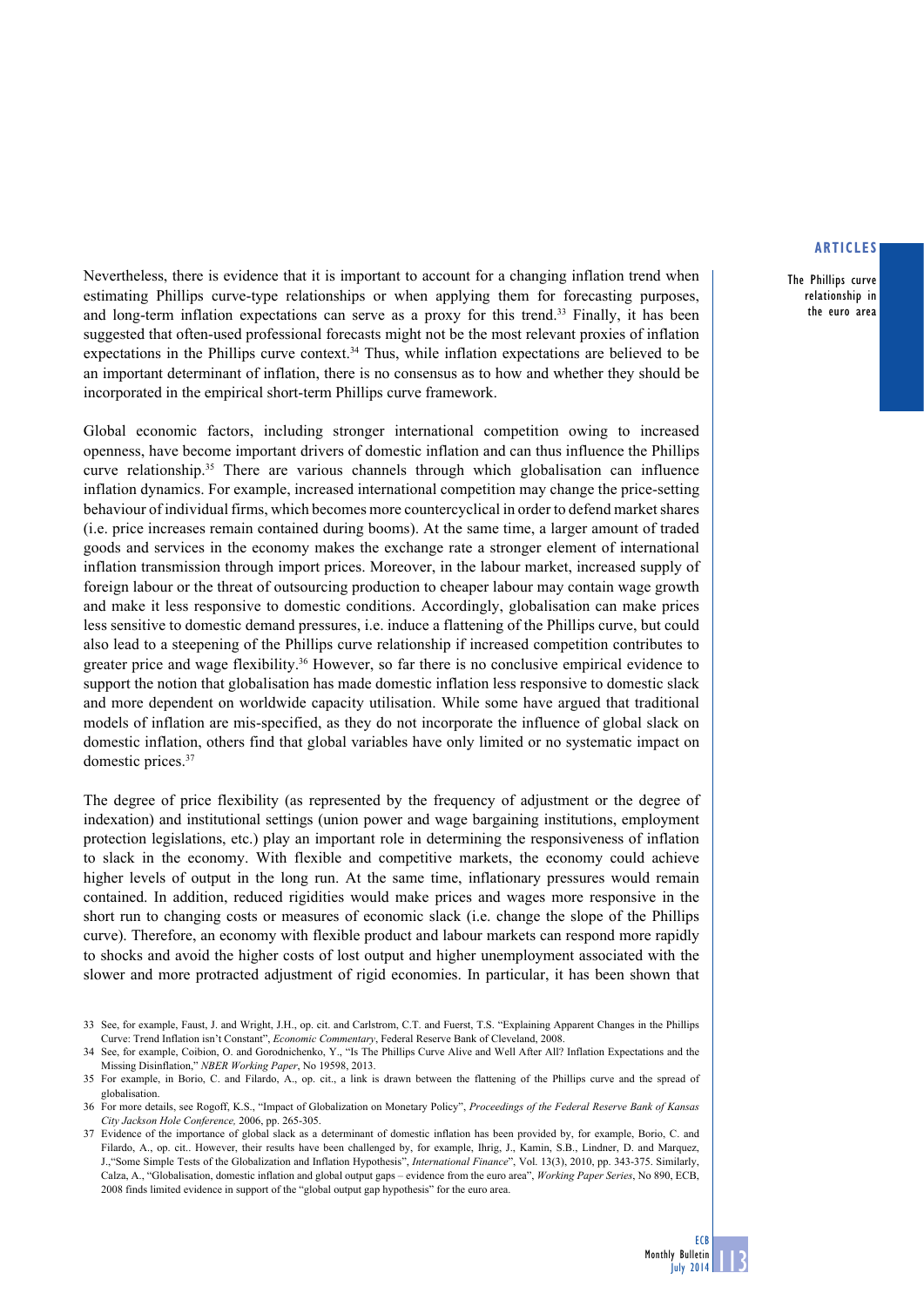Nevertheless, there is evidence that it is important to account for a changing inflation trend when estimating Phillips curve-type relationships or when applying them for forecasting purposes, and long-term inflation expectations can serve as a proxy for this trend.[33] Finally, it has been suggested that often-used professional forecasts might not be the most relevant proxies of inflation expectations in the Phillips curve context.[34] Thus, while inflation expectations are believed to be an important determinant of inflation, there is no consensus as to how and whether they should be incorporated in the empirical short-term Phillips curve framework.

Global economic factors, including stronger international competition owing to increased openness, have become important drivers of domestic inflation and can thus influence the Phillips curve relationship.[35] There are various channels through which globalisation can influence inflation dynamics. For example, increased international competition may change the price-setting behaviour of individual firms, which becomes more countercyclical in order to defend market shares (i.e. price increases remain contained during booms). At the same time, a larger amount of traded goods and services in the economy makes the exchange rate a stronger element of international inflation transmission through import prices. Moreover, in the labour market, increased supply of foreign labour or the threat of outsourcing production to cheaper labour may contain wage growth and make it less responsive to domestic conditions. Accordingly, globalisation can make prices less sensitive to domestic demand pressures, i.e. induce a flattening of the Phillips curve, but could also lead to a steepening of the Phillips curve relationship if increased competition contributes to greater price and wage flexibility.[36] However, so far there is no conclusive empirical evidence to support the notion that globalisation has made domestic inflation less responsive to domestic slack and more dependent on worldwide capacity utilisation. While some have argued that traditional models of inflation are mis-specified, as they do not incorporate the influence of global slack on domestic inflation, others find that global variables have only limited or no systematic impact on domestic prices.[37]

The degree of price flexibility (as represented by the frequency of adjustment or the degree of indexation) and institutional settings (union power and wage bargaining institutions, employment protection legislations, etc.) play an important role in determining the responsiveness of inflation to slack in the economy. With flexible and competitive markets, the economy could achieve higher levels of output in the long run. At the same time, inflationary pressures would remain contained. In addition, reduced rigidities would make prices and wages more responsive in the short run to changing costs or measures of economic slack (i.e. change the slope of the Phillips curve). Therefore, an economy with flexible product and labour markets can respond more rapidly to shocks and avoid the higher costs of lost output and higher unemployment associated with the slower and more protracted adjustment of rigid economies. In particular, it has been shown that

33 See, for example, Faust, J. and Wright, J.H., op. cit. and Carlstrom, C.T. and Fuerst, T.S. "Explaining Apparent Changes in the Phillips Curve: Trend Inflation isn't Constant", *Economic Commentary*, Federal Reserve Bank of Cleveland, 2008.

34 See, for example, Coibion, O. and Gorodnichenko, Y., "Is The Phillips Curve Alive and Well After All? Inflation Expectations and the Missing Disinflation," *NBER Working Paper*, No 19598, 2013.

35 For example, in Borio, C. and Filardo, A., op. cit., a link is drawn between the flattening of the Phillips curve and the spread of globalisation.

36 For more details, see Rogoff, K.S., "Impact of Globalization on Monetary Policy", *Proceedings of the Federal Reserve Bank of Kansas City Jackson Hole Conference,* 2006, pp. 265-305.

37 Evidence of the importance of global slack as a determinant of domestic inflation has been provided by, for example, Borio, C. and Filardo, A., op. cit.. However, their results have been challenged by, for example, Ihrig, J., Kamin, S.B., Lindner, D. and Marquez, J.,"Some Simple Tests of the Globalization and Inflation Hypothesis", *International Finance*", Vol. 13(3), 2010, pp. 343-375. Similarly, Calza, A., "Globalisation, domestic inflation and global output gaps – evidence from the euro area", *Working Paper Series*, No 890, ECB, 2008 finds limited evidence in support of the "global output gap hypothesis" for the euro area.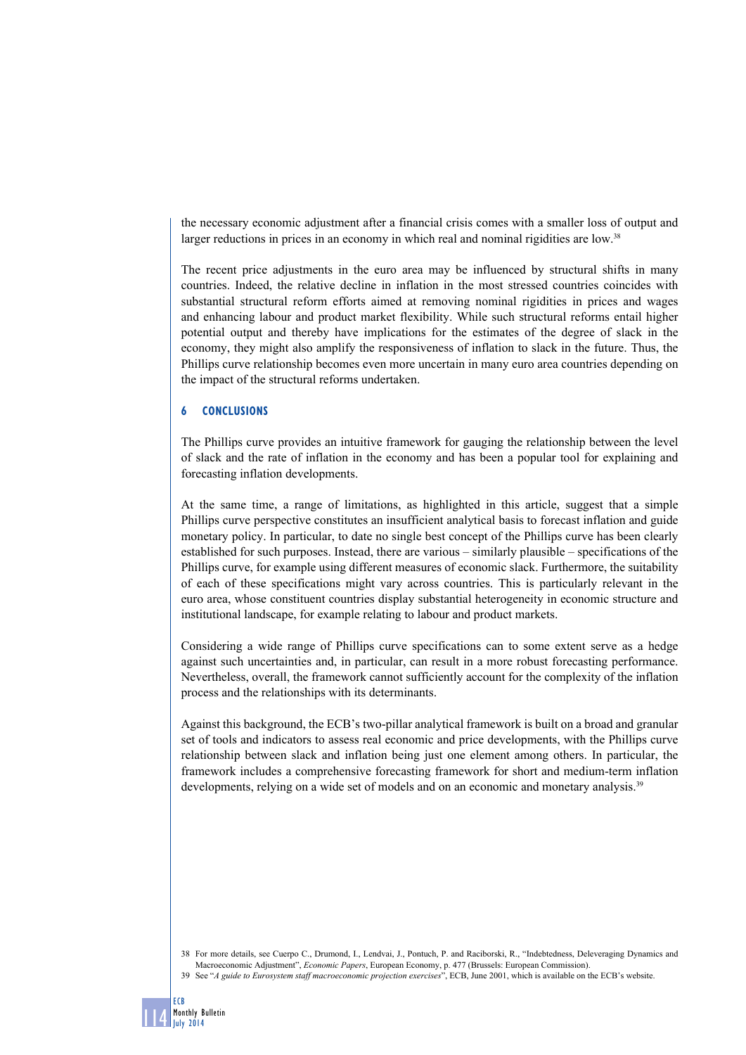the necessary economic adjustment after a financial crisis comes with a smaller loss of output and larger reductions in prices in an economy in which real and nominal rigidities are low.[38]

The recent price adjustments in the euro area may be influenced by structural shifts in many countries. Indeed, the relative decline in inflation in the most stressed countries coincides with substantial structural reform efforts aimed at removing nominal rigidities in prices and wages and enhancing labour and product market flexibility. While such structural reforms entail higher potential output and thereby have implications for the estimates of the degree of slack in the economy, they might also amplify the responsiveness of inflation to slack in the future. Thus, the Phillips curve relationship becomes even more uncertain in many euro area countries depending on the impact of the structural reforms undertaken.

## 6 CONCLUSIONS

The Phillips curve provides an intuitive framework for gauging the relationship between the level of slack and the rate of inflation in the economy and has been a popular tool for explaining and forecasting inflation developments.

At the same time, a range of limitations, as highlighted in this article, suggest that a simple Phillips curve perspective constitutes an insufficient analytical basis to forecast inflation and guide monetary policy. In particular, to date no single best concept of the Phillips curve has been clearly established for such purposes. Instead, there are various – similarly plausible – specifications of the Phillips curve, for example using different measures of economic slack. Furthermore, the suitability of each of these specifications might vary across countries. This is particularly relevant in the euro area, whose constituent countries display substantial heterogeneity in economic structure and institutional landscape, for example relating to labour and product markets.

Considering a wide range of Phillips curve specifications can to some extent serve as a hedge against such uncertainties and, in particular, can result in a more robust forecasting performance. Nevertheless, overall, the framework cannot sufficiently account for the complexity of the inflation process and the relationships with its determinants.

Against this background, the ECB's two-pillar analytical framework is built on a broad and granular set of tools and indicators to assess real economic and price developments, with the Phillips curve relationship between slack and inflation being just one element among others. In particular, the framework includes a comprehensive forecasting framework for short and medium-term inflation developments, relying on a wide set of models and on an economic and monetary analysis.[39]

38 For more details, see Cuerpo C., Drumond, I., Lendvai, J., Pontuch, P. and Raciborski, R., "Indebtedness, Deleveraging Dynamics and Macroeconomic Adjustment", *Economic Papers*, European Economy, p. 477 (Brussels: European Commission).

39 See "*A guide to Eurosystem staff macroeconomic projection exercises*", ECB, June 2001, which is available on the ECB's website.